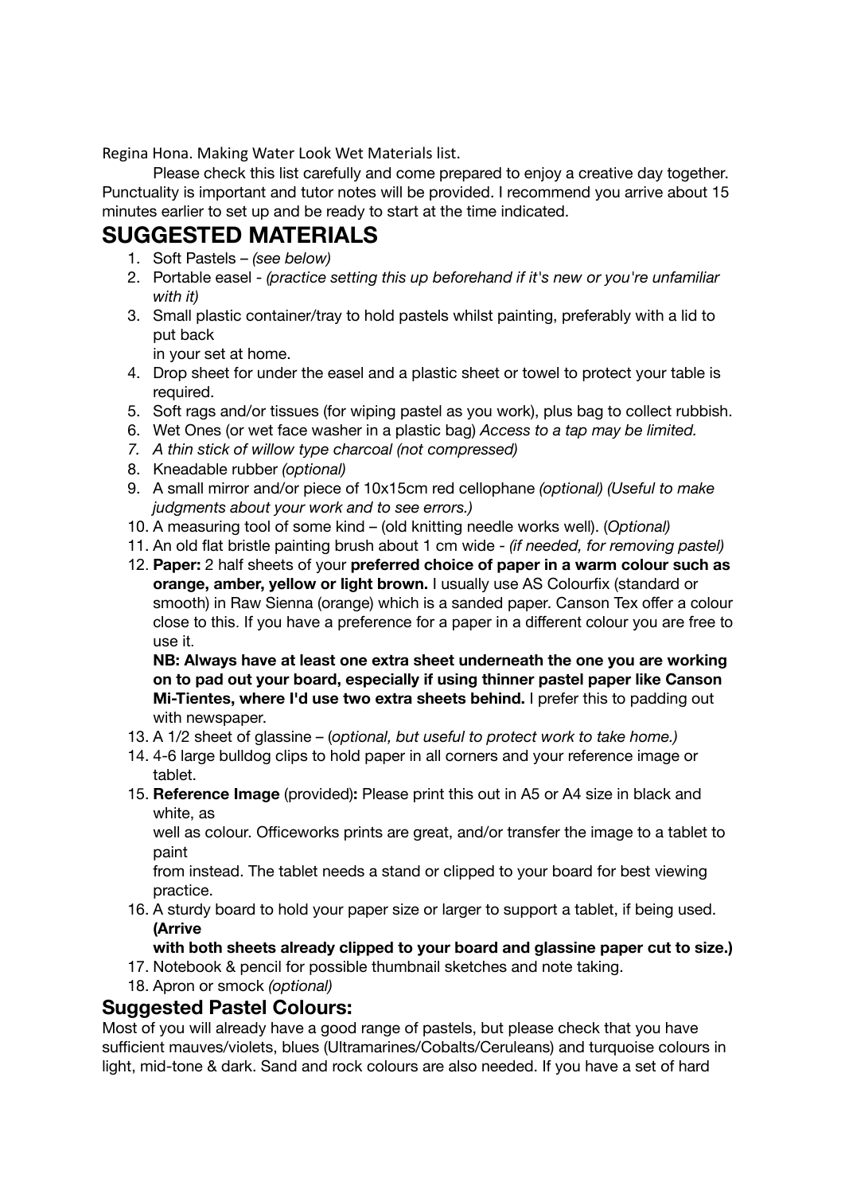Regina Hona. Making Water Look Wet Materials list.

Please check this list carefully and come prepared to enjoy a creative day together. Punctuality is important and tutor notes will be provided. I recommend you arrive about 15 minutes earlier to set up and be ready to start at the time indicated.

# SUGGESTED MATERIALS

1. Soft Pastels – *(see below)*
2. Portable easel - *(practice setting this up beforehand if it's new or you're unfamiliar with it)*
3. Small plastic container/tray to hold pastels whilst painting, preferably with a lid to put back in your set at home.
4. Drop sheet for under the easel and a plastic sheet or towel to protect your table is required.
5. Soft rags and/or tissues (for wiping pastel as you work), plus bag to collect rubbish.
6. Wet Ones (or wet face washer in a plastic bag) *Access to a tap may be limited.*
7. *A thin stick of willow type charcoal (not compressed)*
8. Kneadable rubber *(optional)*
9. A small mirror and/or piece of 10x15cm red cellophane *(optional) (Useful to make judgments about your work and to see errors.)*
10. A measuring tool of some kind – (old knitting needle works well). (*Optional)*
11. An old flat bristle painting brush about 1 cm wide - *(if needed, for removing pastel)*
12. **Paper:** 2 half sheets of your **preferred choice of paper in a warm colour such as orange, amber, yellow or light brown.** I usually use AS Colourfix (standard or smooth) in Raw Sienna (orange) which is a sanded paper. Canson Tex offer a colour close to this. If you have a preference for a paper in a different colour you are free to use it.

    **NB: Always have at least one extra sheet underneath the one you are working on to pad out your board, especially if using thinner pastel paper like Canson Mi-Tientes, where I'd use two extra sheets behind.** I prefer this to padding out with newspaper.
13. A 1/2 sheet of glassine – (*optional, but useful to protect work to take home.)*
14. 4-6 large bulldog clips to hold paper in all corners and your reference image or tablet.
15. **Reference Image** (provided)**:** Please print this out in A5 or A4 size in black and white, as well as colour. Officeworks prints are great, and/or transfer the image to a tablet to paint from instead. The tablet needs a stand or clipped to your board for best viewing practice.
16. A sturdy board to hold your paper size or larger to support a tablet, if being used. **(Arrive with both sheets already clipped to your board and glassine paper cut to size.)**
17. Notebook & pencil for possible thumbnail sketches and note taking.
18. Apron or smock *(optional)*

## Suggested Pastel Colours:

Most of you will already have a good range of pastels, but please check that you have sufficient mauves/violets, blues (Ultramarines/Cobalts/Ceruleans) and turquoise colours in light, mid-tone & dark. Sand and rock colours are also needed. If you have a set of hard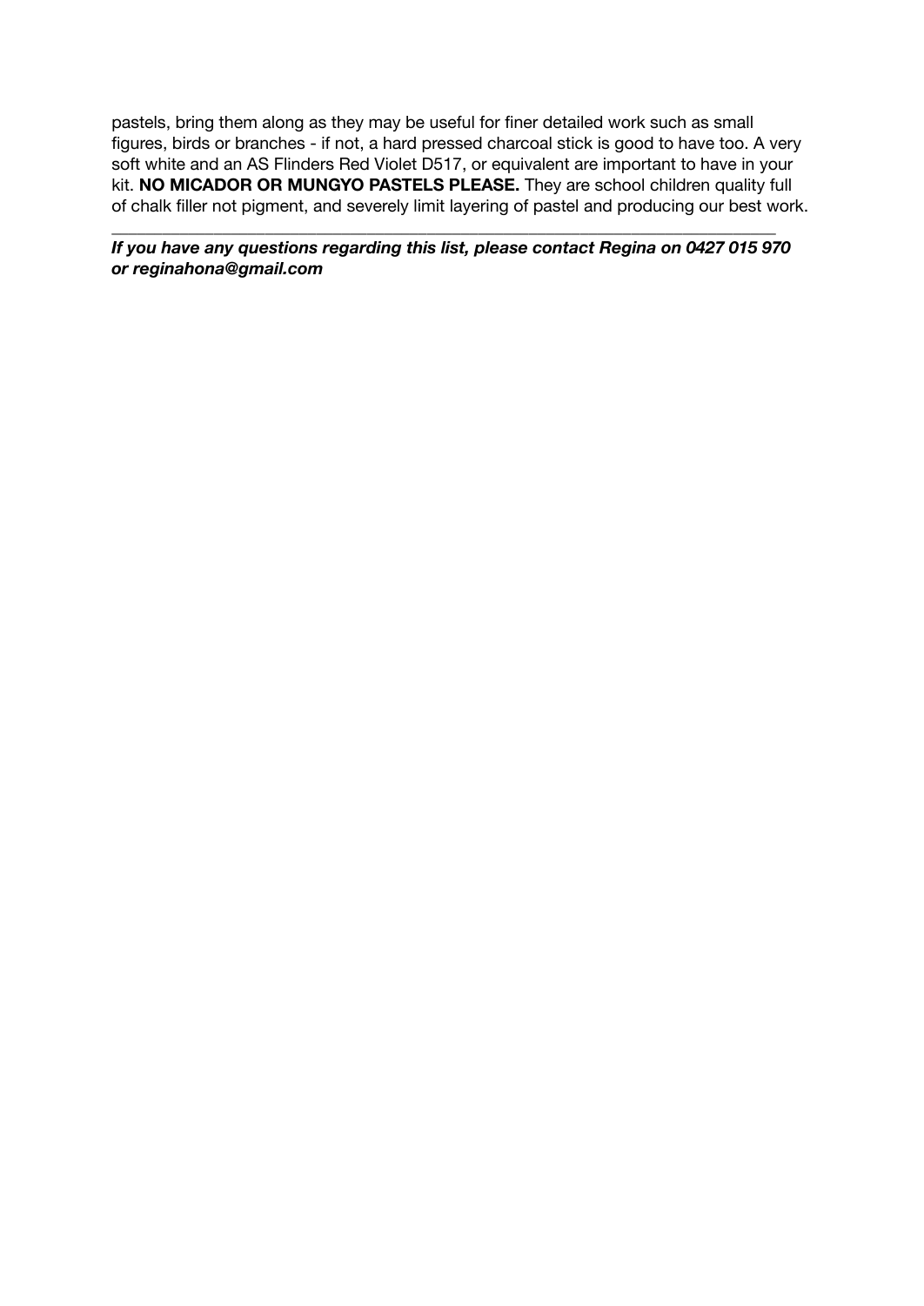pastels, bring them along as they may be useful for finer detailed work such as small figures, birds or branches - if not, a hard pressed charcoal stick is good to have too. A very soft white and an AS Flinders Red Violet D517, or equivalent are important to have in your kit. **NO MICADOR OR MUNGYO PASTELS PLEASE.** They are school children quality full of chalk filler not pigment, and severely limit layering of pastel and producing our best work.

---

***If you have any questions regarding this list, please contact Regina on 0427 015 970 or reginahona@gmail.com***